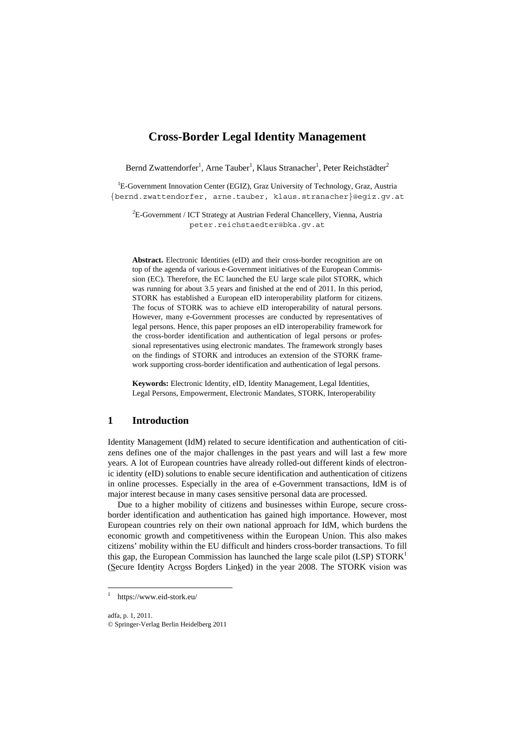# Cross-Border Legal Identity Management

Bernd Zwattendorfer[1], Arne Tauber[1], Klaus Stranacher[1], Peter Reichstädter[2]

[1]E-Government Innovation Center (EGIZ), Graz University of Technology, Graz, Austria
{bernd.zwattendorfer, arne.tauber, klaus.stranacher}@egiz.gv.at

[2]E-Government / ICT Strategy at Austrian Federal Chancellery, Vienna, Austria
peter.reichstaedter@bka.gv.at

**Abstract.** Electronic Identities (eID) and their cross-border recognition are on top of the agenda of various e-Government initiatives of the European Commission (EC). Therefore, the EC launched the EU large scale pilot STORK, which was running for about 3.5 years and finished at the end of 2011. In this period, STORK has established a European eID interoperability platform for citizens. The focus of STORK was to achieve eID interoperability of natural persons. However, many e-Government processes are conducted by representatives of legal persons. Hence, this paper proposes an eID interoperability framework for the cross-border identification and authentication of legal persons or professional representatives using electronic mandates. The framework strongly bases on the findings of STORK and introduces an extension of the STORK framework supporting cross-border identification and authentication of legal persons.

**Keywords:** Electronic Identity, eID, Identity Management, Legal Identities, Legal Persons, Empowerment, Electronic Mandates, STORK, Interoperability

## 1 Introduction

Identity Management (IdM) related to secure identification and authentication of citizens defines one of the major challenges in the past years and will last a few more years. A lot of European countries have already rolled-out different kinds of electronic identity (eID) solutions to enable secure identification and authentication of citizens in online processes. Especially in the area of e-Government transactions, IdM is of major interest because in many cases sensitive personal data are processed.

Due to a higher mobility of citizens and businesses within Europe, secure cross-border identification and authentication has gained high importance. However, most European countries rely on their own national approach for IdM, which burdens the economic growth and competitiveness within the European Union. This also makes citizens' mobility within the EU difficult and hinders cross-border transactions. To fill this gap, the European Commission has launched the large scale pilot (LSP) STORK[1] (Secure Identity Across Borders Linked) in the year 2008. The STORK vision was

[1] https://www.eid-stork.eu/

adfa, p. 1, 2011.
© Springer-Verlag Berlin Heidelberg 2011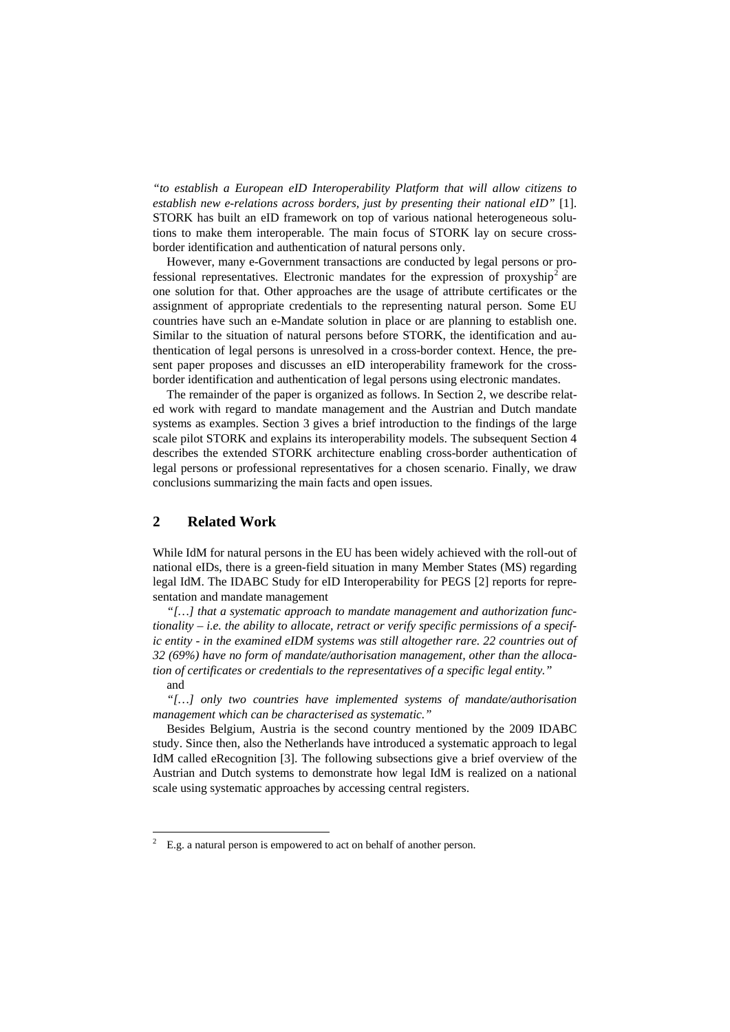*"to establish a European eID Interoperability Platform that will allow citizens to establish new e-relations across borders, just by presenting their national eID"* [1]. STORK has built an eID framework on top of various national heterogeneous solutions to make them interoperable. The main focus of STORK lay on secure cross-border identification and authentication of natural persons only.

However, many e-Government transactions are conducted by legal persons or professional representatives. Electronic mandates for the expression of proxyship[2] are one solution for that. Other approaches are the usage of attribute certificates or the assignment of appropriate credentials to the representing natural person. Some EU countries have such an e-Mandate solution in place or are planning to establish one. Similar to the situation of natural persons before STORK, the identification and authentication of legal persons is unresolved in a cross-border context. Hence, the present paper proposes and discusses an eID interoperability framework for the cross-border identification and authentication of legal persons using electronic mandates.

The remainder of the paper is organized as follows. In Section 2, we describe related work with regard to mandate management and the Austrian and Dutch mandate systems as examples. Section 3 gives a brief introduction to the findings of the large scale pilot STORK and explains its interoperability models. The subsequent Section 4 describes the extended STORK architecture enabling cross-border authentication of legal persons or professional representatives for a chosen scenario. Finally, we draw conclusions summarizing the main facts and open issues.

## 2 Related Work

While IdM for natural persons in the EU has been widely achieved with the roll-out of national eIDs, there is a green-field situation in many Member States (MS) regarding legal IdM. The IDABC Study for eID Interoperability for PEGS [2] reports for representation and mandate management

*"[…] that a systematic approach to mandate management and authorization functionality – i.e. the ability to allocate, retract or verify specific permissions of a specific entity - in the examined eIDM systems was still altogether rare. 22 countries out of 32 (69%) have no form of mandate/authorisation management, other than the allocation of certificates or credentials to the representatives of a specific legal entity."*

and

*"[…] only two countries have implemented systems of mandate/authorisation management which can be characterised as systematic."*

Besides Belgium, Austria is the second country mentioned by the 2009 IDABC study. Since then, also the Netherlands have introduced a systematic approach to legal IdM called eRecognition [3]. The following subsections give a brief overview of the Austrian and Dutch systems to demonstrate how legal IdM is realized on a national scale using systematic approaches by accessing central registers.

[2] E.g. a natural person is empowered to act on behalf of another person.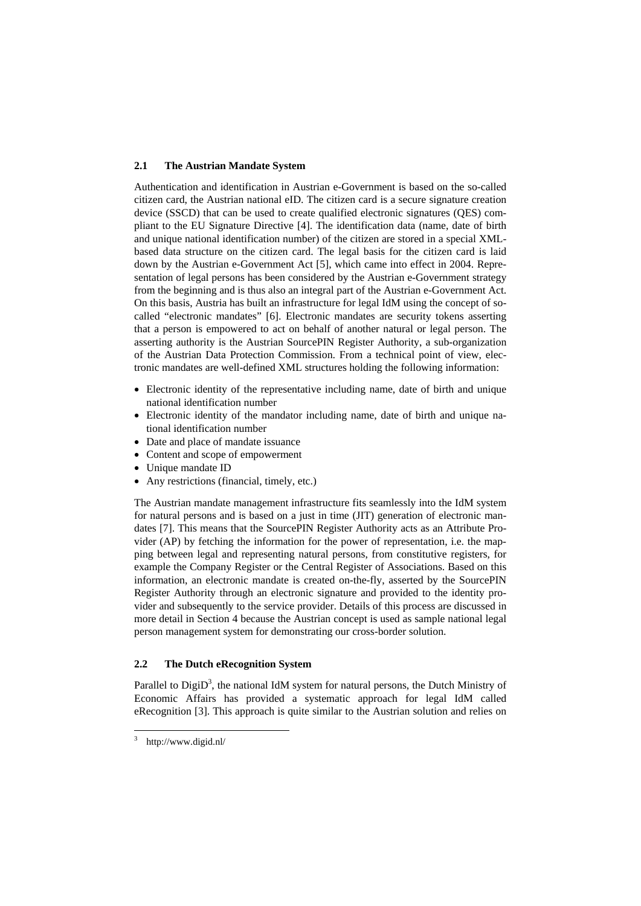### 2.1 The Austrian Mandate System

Authentication and identification in Austrian e-Government is based on the so-called citizen card, the Austrian national eID. The citizen card is a secure signature creation device (SSCD) that can be used to create qualified electronic signatures (QES) compliant to the EU Signature Directive [4]. The identification data (name, date of birth and unique national identification number) of the citizen are stored in a special XML-based data structure on the citizen card. The legal basis for the citizen card is laid down by the Austrian e-Government Act [5], which came into effect in 2004. Representation of legal persons has been considered by the Austrian e-Government strategy from the beginning and is thus also an integral part of the Austrian e-Government Act. On this basis, Austria has built an infrastructure for legal IdM using the concept of so-called "electronic mandates" [6]. Electronic mandates are security tokens asserting that a person is empowered to act on behalf of another natural or legal person. The asserting authority is the Austrian SourcePIN Register Authority, a sub-organization of the Austrian Data Protection Commission. From a technical point of view, electronic mandates are well-defined XML structures holding the following information:

- Electronic identity of the representative including name, date of birth and unique national identification number
- Electronic identity of the mandator including name, date of birth and unique national identification number
- Date and place of mandate issuance
- Content and scope of empowerment
- Unique mandate ID
- Any restrictions (financial, timely, etc.)

The Austrian mandate management infrastructure fits seamlessly into the IdM system for natural persons and is based on a just in time (JIT) generation of electronic mandates [7]. This means that the SourcePIN Register Authority acts as an Attribute Provider (AP) by fetching the information for the power of representation, i.e. the mapping between legal and representing natural persons, from constitutive registers, for example the Company Register or the Central Register of Associations. Based on this information, an electronic mandate is created on-the-fly, asserted by the SourcePIN Register Authority through an electronic signature and provided to the identity provider and subsequently to the service provider. Details of this process are discussed in more detail in Section 4 because the Austrian concept is used as sample national legal person management system for demonstrating our cross-border solution.

### 2.2 The Dutch eRecognition System

Parallel to DigiD[3], the national IdM system for natural persons, the Dutch Ministry of Economic Affairs has provided a systematic approach for legal IdM called eRecognition [3]. This approach is quite similar to the Austrian solution and relies on

[3] http://www.digid.nl/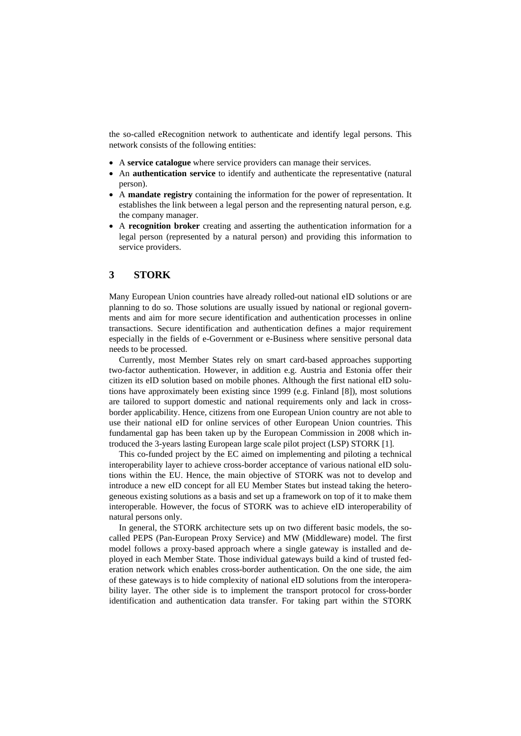the so-called eRecognition network to authenticate and identify legal persons. This network consists of the following entities:

- A **service catalogue** where service providers can manage their services.
- An **authentication service** to identify and authenticate the representative (natural person).
- A **mandate registry** containing the information for the power of representation. It establishes the link between a legal person and the representing natural person, e.g. the company manager.
- A **recognition broker** creating and asserting the authentication information for a legal person (represented by a natural person) and providing this information to service providers.

## 3 STORK

Many European Union countries have already rolled-out national eID solutions or are planning to do so. Those solutions are usually issued by national or regional governments and aim for more secure identification and authentication processes in online transactions. Secure identification and authentication defines a major requirement especially in the fields of e-Government or e-Business where sensitive personal data needs to be processed.

Currently, most Member States rely on smart card-based approaches supporting two-factor authentication. However, in addition e.g. Austria and Estonia offer their citizen its eID solution based on mobile phones. Although the first national eID solutions have approximately been existing since 1999 (e.g. Finland [8]), most solutions are tailored to support domestic and national requirements only and lack in cross-border applicability. Hence, citizens from one European Union country are not able to use their national eID for online services of other European Union countries. This fundamental gap has been taken up by the European Commission in 2008 which introduced the 3-years lasting European large scale pilot project (LSP) STORK [1].

This co-funded project by the EC aimed on implementing and piloting a technical interoperability layer to achieve cross-border acceptance of various national eID solutions within the EU. Hence, the main objective of STORK was not to develop and introduce a new eID concept for all EU Member States but instead taking the heterogeneous existing solutions as a basis and set up a framework on top of it to make them interoperable. However, the focus of STORK was to achieve eID interoperability of natural persons only.

In general, the STORK architecture sets up on two different basic models, the so-called PEPS (Pan-European Proxy Service) and MW (Middleware) model. The first model follows a proxy-based approach where a single gateway is installed and deployed in each Member State. Those individual gateways build a kind of trusted federation network which enables cross-border authentication. On the one side, the aim of these gateways is to hide complexity of national eID solutions from the interoperability layer. The other side is to implement the transport protocol for cross-border identification and authentication data transfer. For taking part within the STORK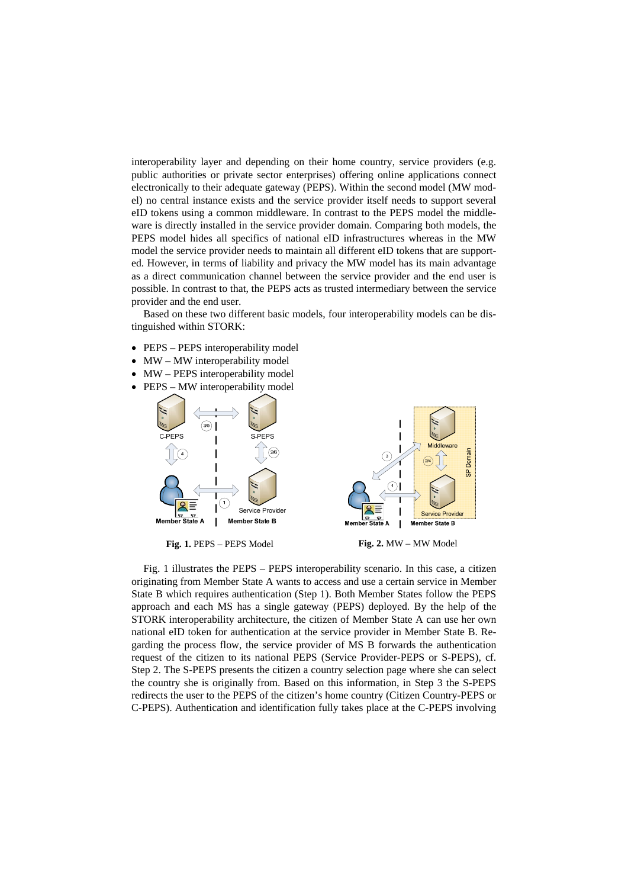interoperability layer and depending on their home country, service providers (e.g. public authorities or private sector enterprises) offering online applications connect electronically to their adequate gateway (PEPS). Within the second model (MW model) no central instance exists and the service provider itself needs to support several eID tokens using a common middleware. In contrast to the PEPS model the middleware is directly installed in the service provider domain. Comparing both models, the PEPS model hides all specifics of national eID infrastructures whereas in the MW model the service provider needs to maintain all different eID tokens that are supported. However, in terms of liability and privacy the MW model has its main advantage as a direct communication channel between the service provider and the end user is possible. In contrast to that, the PEPS acts as trusted intermediary between the service provider and the end user.

Based on these two different basic models, four interoperability models can be distinguished within STORK:

- PEPS – PEPS interoperability model
- MW – MW interoperability model
- MW – PEPS interoperability model
- PEPS – MW interoperability model

**Fig. 1.** PEPS – PEPS Model

**Fig. 2.** MW – MW Model

Fig. 1 illustrates the PEPS – PEPS interoperability scenario. In this case, a citizen originating from Member State A wants to access and use a certain service in Member State B which requires authentication (Step 1). Both Member States follow the PEPS approach and each MS has a single gateway (PEPS) deployed. By the help of the STORK interoperability architecture, the citizen of Member State A can use her own national eID token for authentication at the service provider in Member State B. Regarding the process flow, the service provider of MS B forwards the authentication request of the citizen to its national PEPS (Service Provider-PEPS or S-PEPS), cf. Step 2. The S-PEPS presents the citizen a country selection page where she can select the country she is originally from. Based on this information, in Step 3 the S-PEPS redirects the user to the PEPS of the citizen's home country (Citizen Country-PEPS or C-PEPS). Authentication and identification fully takes place at the C-PEPS involving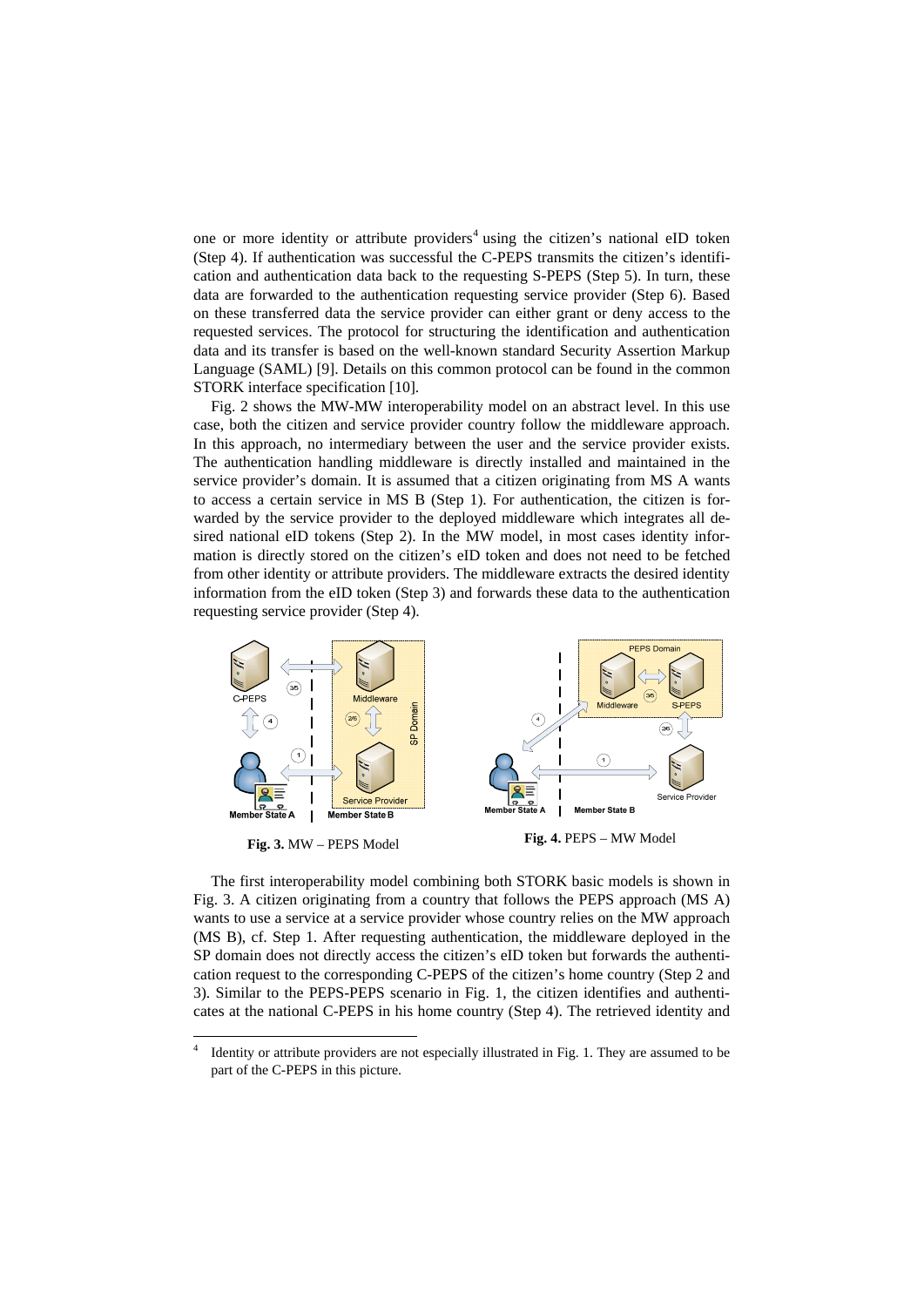one or more identity or attribute providers[4] using the citizen's national eID token (Step 4). If authentication was successful the C-PEPS transmits the citizen's identification and authentication data back to the requesting S-PEPS (Step 5). In turn, these data are forwarded to the authentication requesting service provider (Step 6). Based on these transferred data the service provider can either grant or deny access to the requested services. The protocol for structuring the identification and authentication data and its transfer is based on the well-known standard Security Assertion Markup Language (SAML) [9]. Details on this common protocol can be found in the common STORK interface specification [10].

Fig. 2 shows the MW-MW interoperability model on an abstract level. In this use case, both the citizen and service provider country follow the middleware approach. In this approach, no intermediary between the user and the service provider exists. The authentication handling middleware is directly installed and maintained in the service provider's domain. It is assumed that a citizen originating from MS A wants to access a certain service in MS B (Step 1). For authentication, the citizen is forwarded by the service provider to the deployed middleware which integrates all desired national eID tokens (Step 2). In the MW model, in most cases identity information is directly stored on the citizen's eID token and does not need to be fetched from other identity or attribute providers. The middleware extracts the desired identity information from the eID token (Step 3) and forwards these data to the authentication requesting service provider (Step 4).

**Fig. 3.** MW – PEPS Model

**Fig. 4.** PEPS – MW Model

The first interoperability model combining both STORK basic models is shown in Fig. 3. A citizen originating from a country that follows the PEPS approach (MS A) wants to use a service at a service provider whose country relies on the MW approach (MS B), cf. Step 1. After requesting authentication, the middleware deployed in the SP domain does not directly access the citizen's eID token but forwards the authentication request to the corresponding C-PEPS of the citizen's home country (Step 2 and 3). Similar to the PEPS-PEPS scenario in Fig. 1, the citizen identifies and authenticates at the national C-PEPS in his home country (Step 4). The retrieved identity and

---

[4] Identity or attribute providers are not especially illustrated in Fig. 1. They are assumed to be part of the C-PEPS in this picture.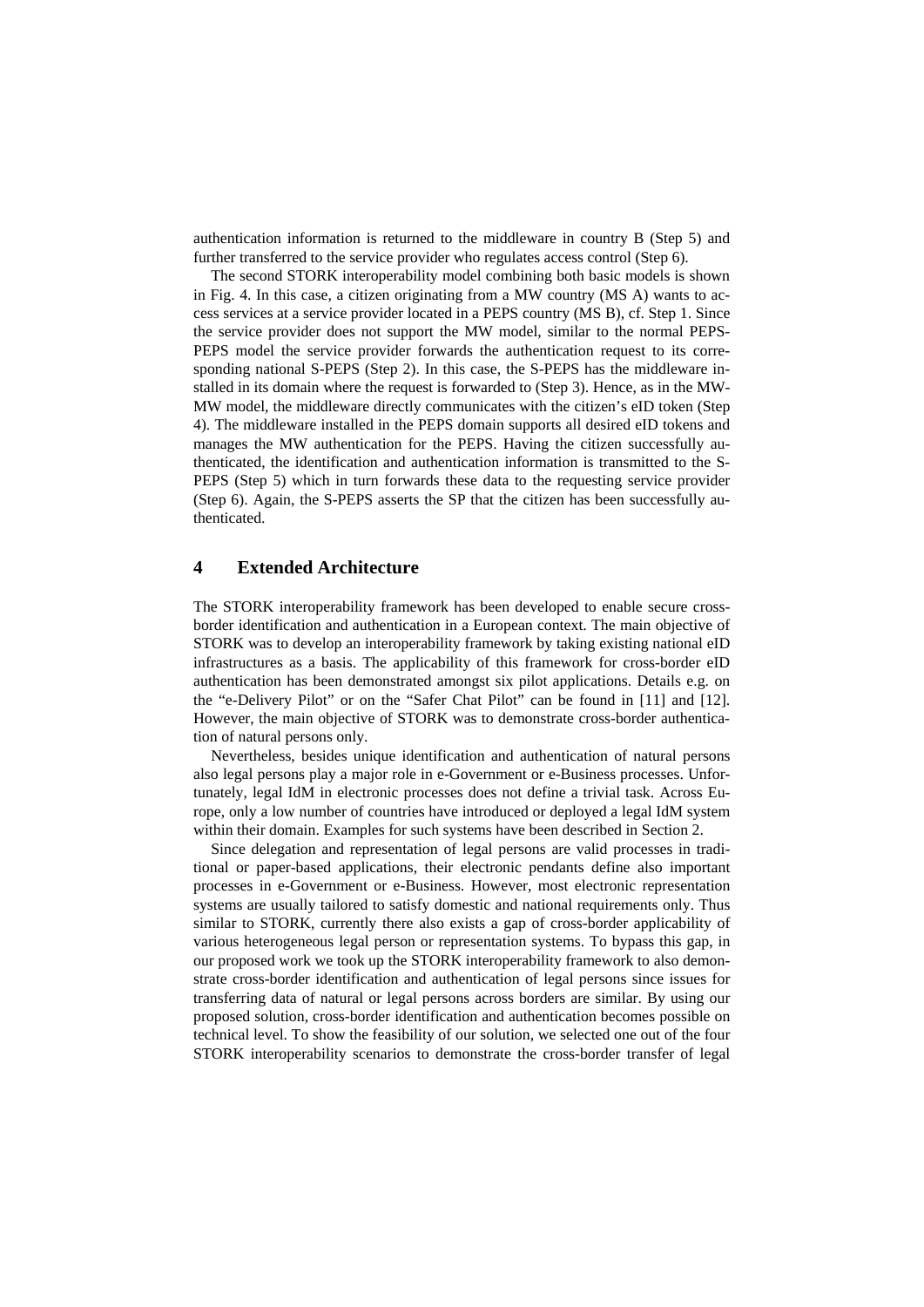authentication information is returned to the middleware in country B (Step 5) and further transferred to the service provider who regulates access control (Step 6).

The second STORK interoperability model combining both basic models is shown in Fig. 4. In this case, a citizen originating from a MW country (MS A) wants to access services at a service provider located in a PEPS country (MS B), cf. Step 1. Since the service provider does not support the MW model, similar to the normal PEPS-PEPS model the service provider forwards the authentication request to its corresponding national S-PEPS (Step 2). In this case, the S-PEPS has the middleware installed in its domain where the request is forwarded to (Step 3). Hence, as in the MW-MW model, the middleware directly communicates with the citizen's eID token (Step 4). The middleware installed in the PEPS domain supports all desired eID tokens and manages the MW authentication for the PEPS. Having the citizen successfully authenticated, the identification and authentication information is transmitted to the S-PEPS (Step 5) which in turn forwards these data to the requesting service provider (Step 6). Again, the S-PEPS asserts the SP that the citizen has been successfully authenticated.

## 4 Extended Architecture

The STORK interoperability framework has been developed to enable secure cross-border identification and authentication in a European context. The main objective of STORK was to develop an interoperability framework by taking existing national eID infrastructures as a basis. The applicability of this framework for cross-border eID authentication has been demonstrated amongst six pilot applications. Details e.g. on the "e-Delivery Pilot" or on the "Safer Chat Pilot" can be found in [11] and [12]. However, the main objective of STORK was to demonstrate cross-border authentication of natural persons only.

Nevertheless, besides unique identification and authentication of natural persons also legal persons play a major role in e-Government or e-Business processes. Unfortunately, legal IdM in electronic processes does not define a trivial task. Across Europe, only a low number of countries have introduced or deployed a legal IdM system within their domain. Examples for such systems have been described in Section 2.

Since delegation and representation of legal persons are valid processes in traditional or paper-based applications, their electronic pendants define also important processes in e-Government or e-Business. However, most electronic representation systems are usually tailored to satisfy domestic and national requirements only. Thus similar to STORK, currently there also exists a gap of cross-border applicability of various heterogeneous legal person or representation systems. To bypass this gap, in our proposed work we took up the STORK interoperability framework to also demonstrate cross-border identification and authentication of legal persons since issues for transferring data of natural or legal persons across borders are similar. By using our proposed solution, cross-border identification and authentication becomes possible on technical level. To show the feasibility of our solution, we selected one out of the four STORK interoperability scenarios to demonstrate the cross-border transfer of legal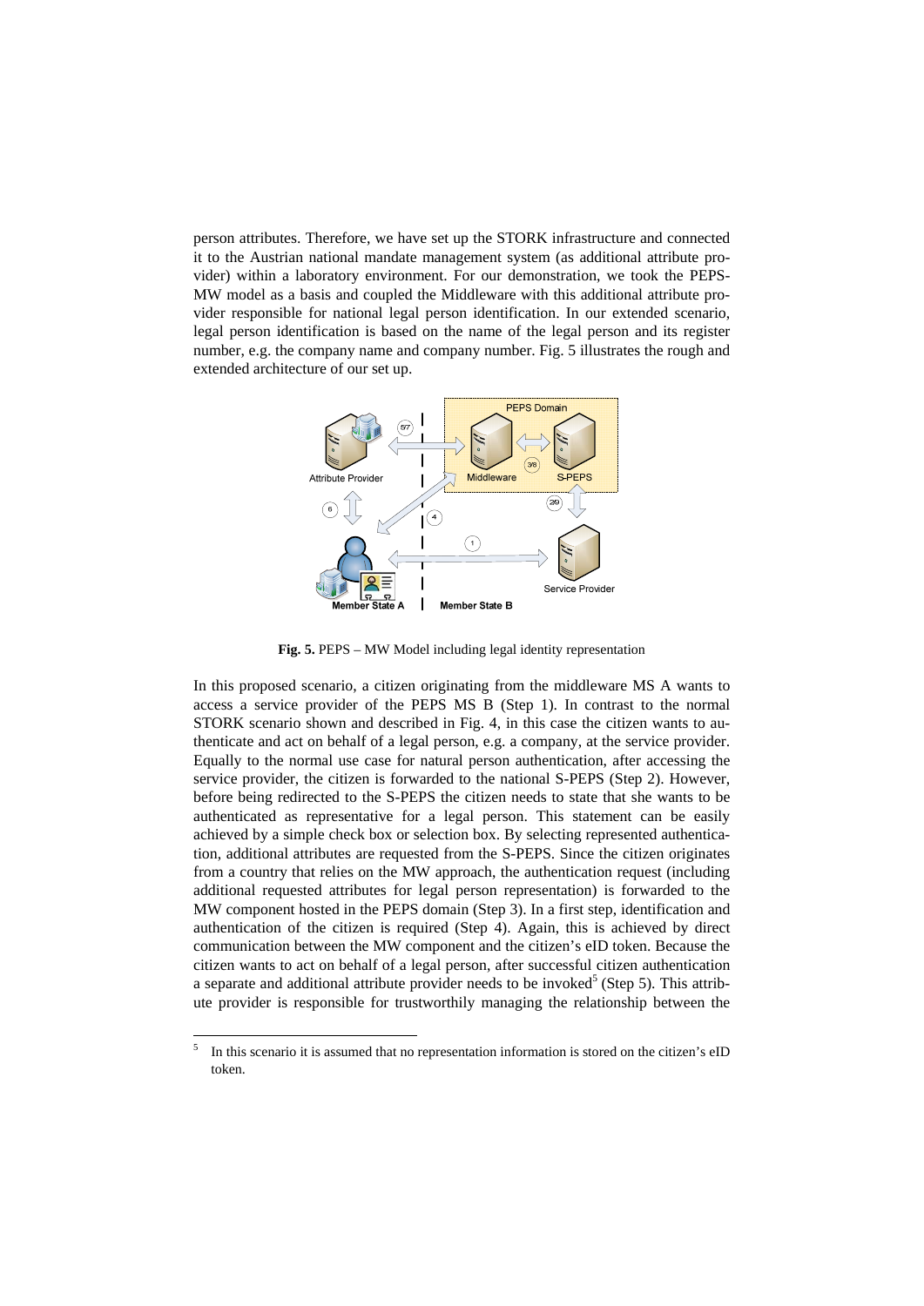person attributes. Therefore, we have set up the STORK infrastructure and connected it to the Austrian national mandate management system (as additional attribute provider) within a laboratory environment. For our demonstration, we took the PEPS-MW model as a basis and coupled the Middleware with this additional attribute provider responsible for national legal person identification. In our extended scenario, legal person identification is based on the name of the legal person and its register number, e.g. the company name and company number. Fig. 5 illustrates the rough and extended architecture of our set up.

**Fig. 5.** PEPS – MW Model including legal identity representation

In this proposed scenario, a citizen originating from the middleware MS A wants to access a service provider of the PEPS MS B (Step 1). In contrast to the normal STORK scenario shown and described in Fig. 4, in this case the citizen wants to authenticate and act on behalf of a legal person, e.g. a company, at the service provider. Equally to the normal use case for natural person authentication, after accessing the service provider, the citizen is forwarded to the national S-PEPS (Step 2). However, before being redirected to the S-PEPS the citizen needs to state that she wants to be authenticated as representative for a legal person. This statement can be easily achieved by a simple check box or selection box. By selecting represented authentication, additional attributes are requested from the S-PEPS. Since the citizen originates from a country that relies on the MW approach, the authentication request (including additional requested attributes for legal person representation) is forwarded to the MW component hosted in the PEPS domain (Step 3). In a first step, identification and authentication of the citizen is required (Step 4). Again, this is achieved by direct communication between the MW component and the citizen's eID token. Because the citizen wants to act on behalf of a legal person, after successful citizen authentication a separate and additional attribute provider needs to be invoked[5] (Step 5). This attribute provider is responsible for trustworthily managing the relationship between the

[5] In this scenario it is assumed that no representation information is stored on the citizen's eID token.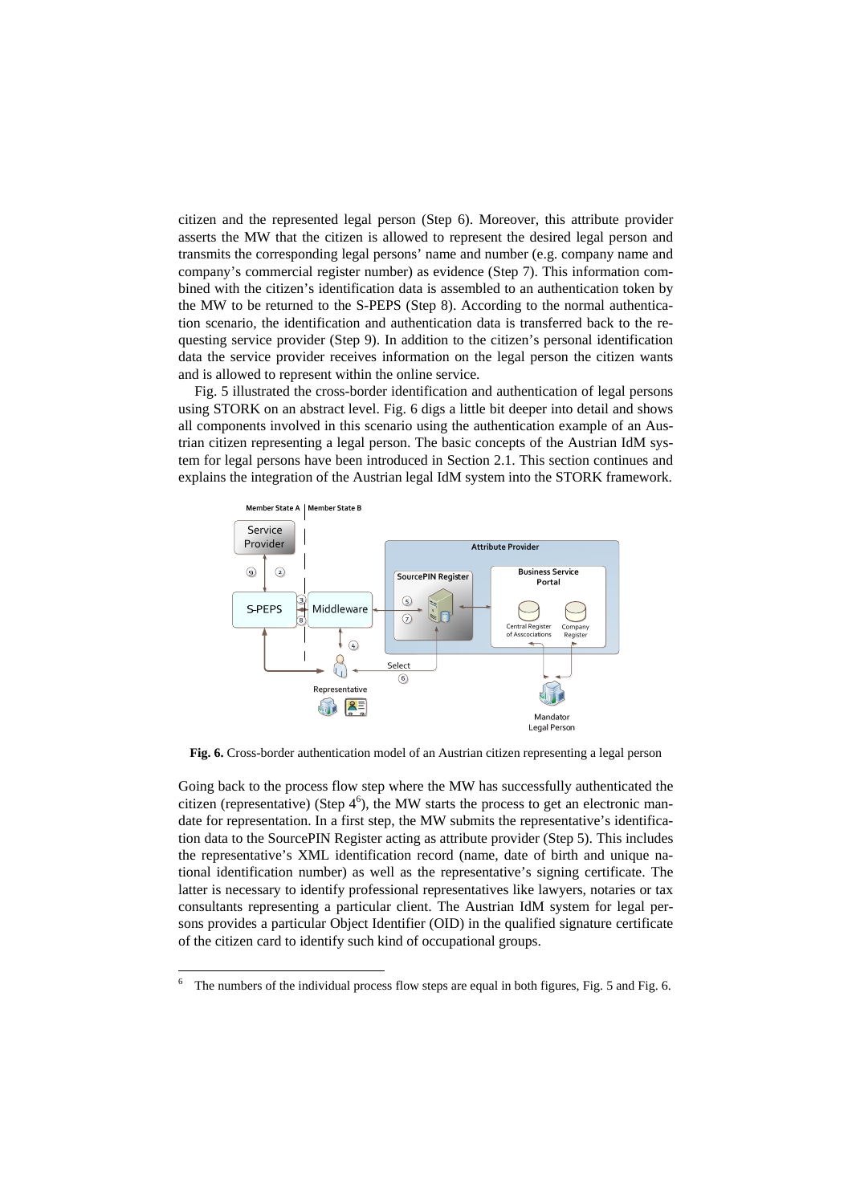citizen and the represented legal person (Step 6). Moreover, this attribute provider asserts the MW that the citizen is allowed to represent the desired legal person and transmits the corresponding legal persons' name and number (e.g. company name and company's commercial register number) as evidence (Step 7). This information combined with the citizen's identification data is assembled to an authentication token by the MW to be returned to the S-PEPS (Step 8). According to the normal authentication scenario, the identification and authentication data is transferred back to the requesting service provider (Step 9). In addition to the citizen's personal identification data the service provider receives information on the legal person the citizen wants and is allowed to represent within the online service.

Fig. 5 illustrated the cross-border identification and authentication of legal persons using STORK on an abstract level. Fig. 6 digs a little bit deeper into detail and shows all components involved in this scenario using the authentication example of an Austrian citizen representing a legal person. The basic concepts of the Austrian IdM system for legal persons have been introduced in Section 2.1. This section continues and explains the integration of the Austrian legal IdM system into the STORK framework.

**Fig. 6.** Cross-border authentication model of an Austrian citizen representing a legal person

Going back to the process flow step where the MW has successfully authenticated the citizen (representative) (Step 4[6]), the MW starts the process to get an electronic mandate for representation. In a first step, the MW submits the representative's identification data to the SourcePIN Register acting as attribute provider (Step 5). This includes the representative's XML identification record (name, date of birth and unique national identification number) as well as the representative's signing certificate. The latter is necessary to identify professional representatives like lawyers, notaries or tax consultants representing a particular client. The Austrian IdM system for legal persons provides a particular Object Identifier (OID) in the qualified signature certificate of the citizen card to identify such kind of occupational groups.

[6] The numbers of the individual process flow steps are equal in both figures, Fig. 5 and Fig. 6.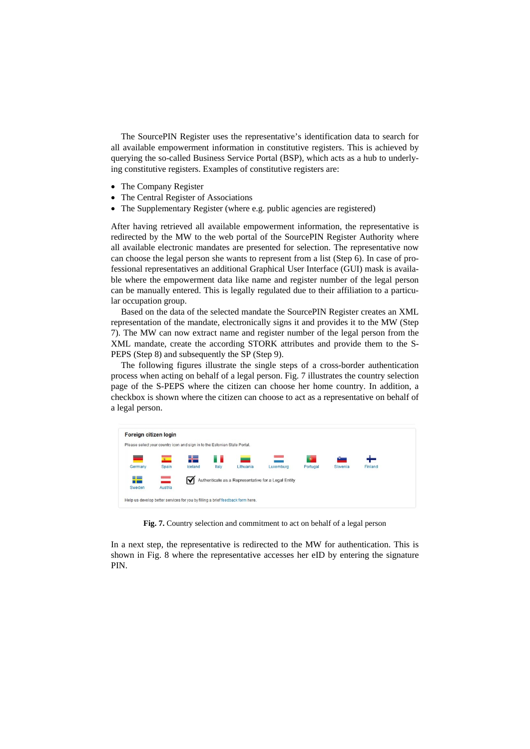The SourcePIN Register uses the representative's identification data to search for all available empowerment information in constitutive registers. This is achieved by querying the so-called Business Service Portal (BSP), which acts as a hub to underlying constitutive registers. Examples of constitutive registers are:

- The Company Register
- The Central Register of Associations
- The Supplementary Register (where e.g. public agencies are registered)

After having retrieved all available empowerment information, the representative is redirected by the MW to the web portal of the SourcePIN Register Authority where all available electronic mandates are presented for selection. The representative now can choose the legal person she wants to represent from a list (Step 6). In case of professional representatives an additional Graphical User Interface (GUI) mask is available where the empowerment data like name and register number of the legal person can be manually entered. This is legally regulated due to their affiliation to a particular occupation group.

Based on the data of the selected mandate the SourcePIN Register creates an XML representation of the mandate, electronically signs it and provides it to the MW (Step 7). The MW can now extract name and register number of the legal person from the XML mandate, create the according STORK attributes and provide them to the S-PEPS (Step 8) and subsequently the SP (Step 9).

The following figures illustrate the single steps of a cross-border authentication process when acting on behalf of a legal person. Fig. 7 illustrates the country selection page of the S-PEPS where the citizen can choose her home country. In addition, a checkbox is shown where the citizen can choose to act as a representative on behalf of a legal person.

**Fig. 7.** Country selection and commitment to act on behalf of a legal person

In a next step, the representative is redirected to the MW for authentication. This is shown in Fig. 8 where the representative accesses her eID by entering the signature PIN.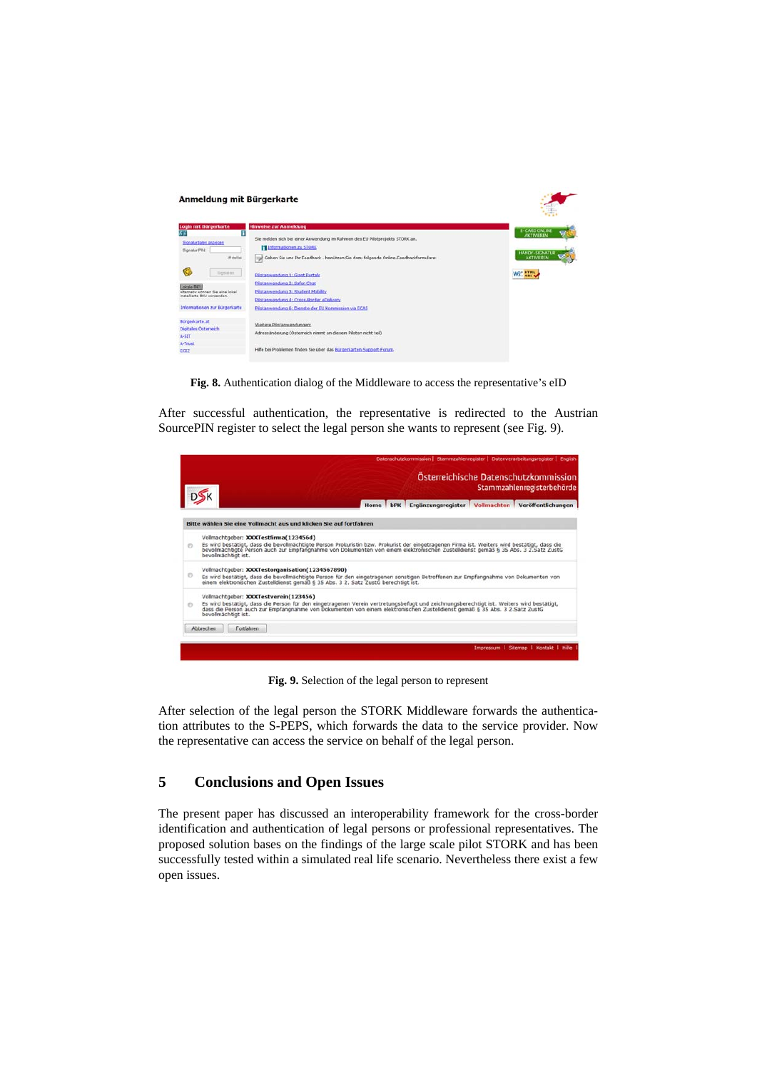**Fig. 8.** Authentication dialog of the Middleware to access the representative's eID

After successful authentication, the representative is redirected to the Austrian SourcePIN register to select the legal person she wants to represent (see Fig. 9).

**Fig. 9.** Selection of the legal person to represent

After selection of the legal person the STORK Middleware forwards the authentication attributes to the S-PEPS, which forwards the data to the service provider. Now the representative can access the service on behalf of the legal person.

## 5 Conclusions and Open Issues

The present paper has discussed an interoperability framework for the cross-border identification and authentication of legal persons or professional representatives. The proposed solution bases on the findings of the large scale pilot STORK and has been successfully tested within a simulated real life scenario. Nevertheless there exist a few open issues.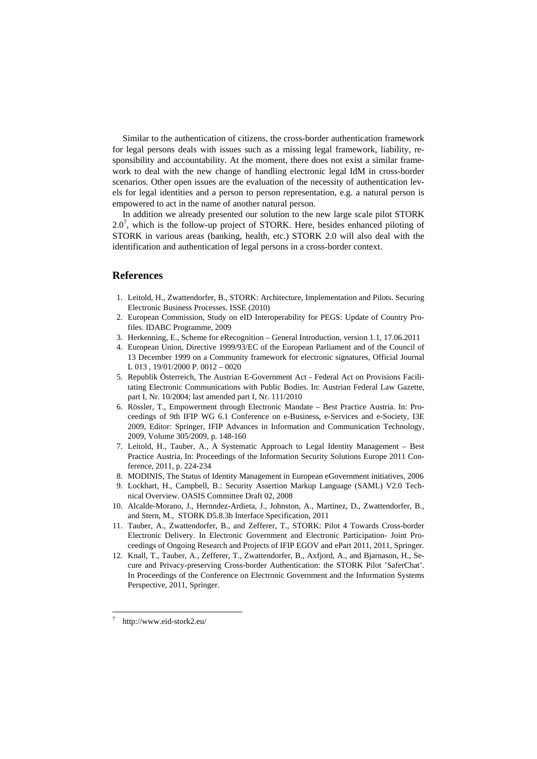Similar to the authentication of citizens, the cross-border authentication framework for legal persons deals with issues such as a missing legal framework, liability, responsibility and accountability. At the moment, there does not exist a similar framework to deal with the new change of handling electronic legal IdM in cross-border scenarios. Other open issues are the evaluation of the necessity of authentication levels for legal identities and a person to person representation, e.g. a natural person is empowered to act in the name of another natural person.

In addition we already presented our solution to the new large scale pilot STORK 2.0[7], which is the follow-up project of STORK. Here, besides enhanced piloting of STORK in various areas (banking, health, etc.) STORK 2.0 will also deal with the identification and authentication of legal persons in a cross-border context.

## References

1. Leitold, H., Zwattendorfer, B., STORK: Architecture, Implementation and Pilots. Securing Electronic Business Processes. ISSE (2010)
2. European Commission, Study on eID Interoperability for PEGS: Update of Country Profiles. IDABC Programme, 2009
3. Herkenning, E., Scheme for eRecognition – General Introduction, version 1.1, 17.06.2011
4. European Union, Directive 1999/93/EC of the European Parliament and of the Council of 13 December 1999 on a Community framework for electronic signatures, Official Journal L 013 , 19/01/2000 P. 0012 – 0020
5. Republik Österreich, The Austrian E-Government Act - Federal Act on Provisions Facilitating Electronic Communications with Public Bodies. In: Austrian Federal Law Gazette, part I, Nr. 10/2004; last amended part I, Nr. 111/2010
6. Rössler, T., Empowerment through Electronic Mandate – Best Practice Austria. In: Proceedings of 9th IFIP WG 6.1 Conference on e-Business, e-Services and e-Society, I3E 2009, Editor: Springer, IFIP Advances in Information and Communication Technology, 2009, Volume 305/2009, p. 148-160
7. Leitold, H., Tauber, A., A Systematic Approach to Legal Identity Management – Best Practice Austria, In: Proceedings of the Information Security Solutions Europe 2011 Conference, 2011, p. 224-234
8. MODINIS, The Status of Identity Management in European eGovernment initiatives, 2006
9. Lockhart, H., Campbell, B.: Security Assertion Markup Language (SAML) V2.0 Technical Overview. OASIS Committee Draft 02, 2008
10. Alcalde-Morano, J., Hernndez-Ardieta, J., Johnston, A., Martinez, D., Zwattendorfer, B., and Stern, M., STORK D5.8.3b Interface Specification, 2011
11. Tauber, A., Zwattendorfer, B., and Zefferer, T., STORK: Pilot 4 Towards Cross-border Electronic Delivery. In Electronic Government and Electronic Participation- Joint Proceedings of Ongoing Research and Projects of IFIP EGOV and ePart 2011, 2011, Springer.
12. Knall, T., Tauber, A., Zefferer, T., Zwattendorfer, B., Axfjord, A., and Bjarnason, H., Secure and Privacy-preserving Cross-border Authentication: the STORK Pilot 'SaferChat'. In Proceedings of the Conference on Electronic Government and the Information Systems Perspective, 2011, Springer.

[7] http://www.eid-stork2.eu/